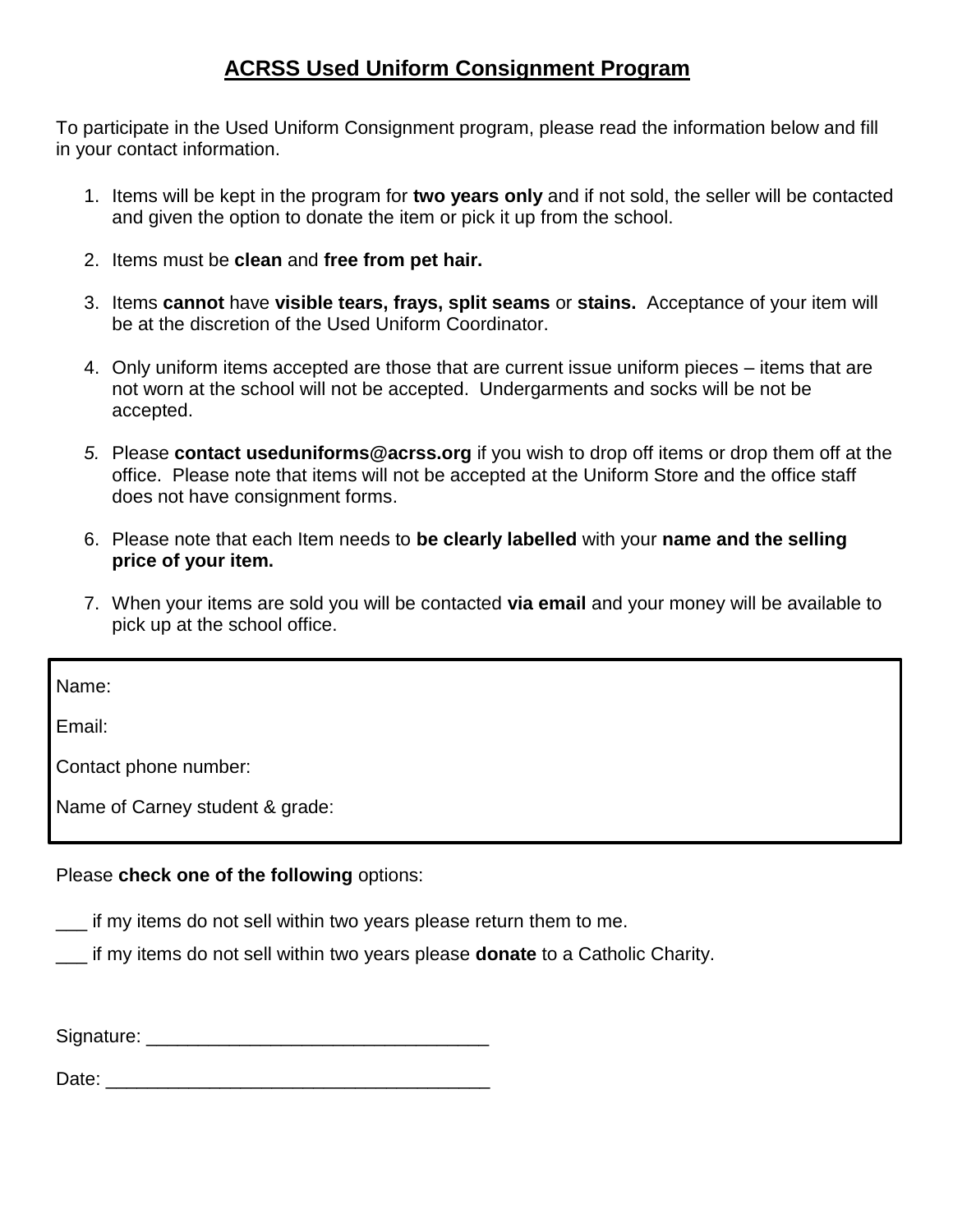# ACRSS Used Uniform Consignment Program

To participate in the Used Uniform Consignment program, please read the information below and fill in your contact information.

1. Items will be kept in the program for **two years only** and if not sold, the seller will be contacted and given the option to donate the item or pick it up from the school.

2. Items must be **clean** and **free from pet hair.**

3. Items **cannot** have **visible tears, frays, split seams** or **stains.** Acceptance of your item will be at the discretion of the Used Uniform Coordinator.

4. Only uniform items accepted are those that are current issue uniform pieces – items that are not worn at the school will not be accepted. Undergarments and socks will be not be accepted.

5. Please **contact useduniforms@acrss.org** if you wish to drop off items or drop them off at the office. Please note that items will not be accepted at the Uniform Store and the office staff does not have consignment forms.

6. Please note that each Item needs to **be clearly labelled** with your **name and the selling price of your item.**

7. When your items are sold you will be contacted **via email** and your money will be available to pick up at the school office.

Name:

Email:

Contact phone number:

Name of Carney student & grade:

Please **check one of the following** options:

___ if my items do not sell within two years please return them to me.

___ if my items do not sell within two years please **donate** to a Catholic Charity.

Signature: _________________________________

Date: _____________________________________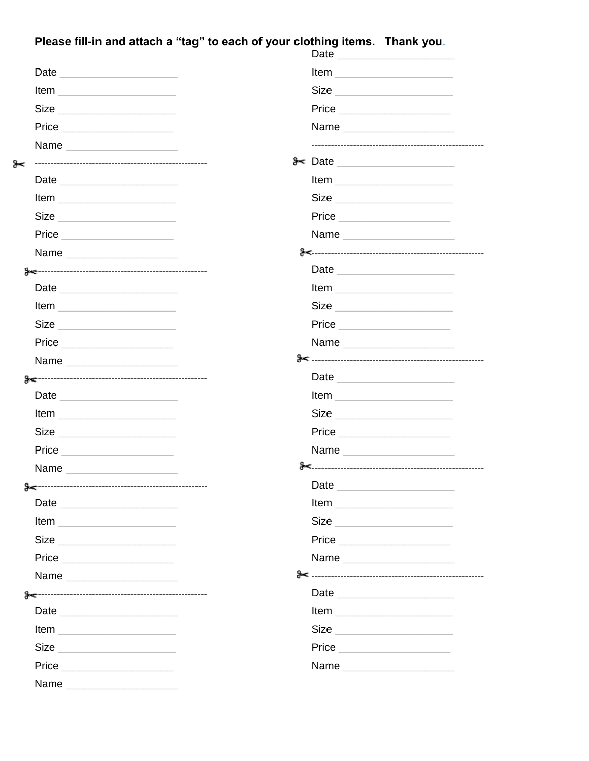**Please fill-in and attach a "tag" to each of your clothing items. Thank you.**

Date \_\_\_\_\_\_\_\_\_\_\_\_\_\_\_\_\_\_\_\_\_\_

Item \_\_\_\_\_\_\_\_\_\_\_\_\_\_\_\_\_\_\_\_\_\_

Size \_\_\_\_\_\_\_\_\_\_\_\_\_\_\_\_\_\_\_\_\_\_

Price \_\_\_\_\_\_\_\_\_\_\_\_\_\_\_\_\_\_\_\_\_

Name \_\_\_\_\_\_\_\_\_\_\_\_\_\_\_\_\_\_\_\_\_

✂ -----------------------------------------------------

Date \_\_\_\_\_\_\_\_\_\_\_\_\_\_\_\_\_\_\_\_\_\_

Item \_\_\_\_\_\_\_\_\_\_\_\_\_\_\_\_\_\_\_\_\_\_

Size \_\_\_\_\_\_\_\_\_\_\_\_\_\_\_\_\_\_\_\_\_\_

Price \_\_\_\_\_\_\_\_\_\_\_\_\_\_\_\_\_\_\_\_\_

Name \_\_\_\_\_\_\_\_\_\_\_\_\_\_\_\_\_\_\_\_\_

✂-----------------------------------------------------

Date \_\_\_\_\_\_\_\_\_\_\_\_\_\_\_\_\_\_\_\_\_\_

Item \_\_\_\_\_\_\_\_\_\_\_\_\_\_\_\_\_\_\_\_\_\_

Size \_\_\_\_\_\_\_\_\_\_\_\_\_\_\_\_\_\_\_\_\_\_

Price \_\_\_\_\_\_\_\_\_\_\_\_\_\_\_\_\_\_\_\_\_

Name \_\_\_\_\_\_\_\_\_\_\_\_\_\_\_\_\_\_\_\_\_

✂-----------------------------------------------------

Date \_\_\_\_\_\_\_\_\_\_\_\_\_\_\_\_\_\_\_\_\_\_

Item \_\_\_\_\_\_\_\_\_\_\_\_\_\_\_\_\_\_\_\_\_\_

Size \_\_\_\_\_\_\_\_\_\_\_\_\_\_\_\_\_\_\_\_\_\_

Price \_\_\_\_\_\_\_\_\_\_\_\_\_\_\_\_\_\_\_\_\_

Name \_\_\_\_\_\_\_\_\_\_\_\_\_\_\_\_\_\_\_\_\_

✂-----------------------------------------------------

Date \_\_\_\_\_\_\_\_\_\_\_\_\_\_\_\_\_\_\_\_\_\_

Item \_\_\_\_\_\_\_\_\_\_\_\_\_\_\_\_\_\_\_\_\_\_

Size \_\_\_\_\_\_\_\_\_\_\_\_\_\_\_\_\_\_\_\_\_\_

Price \_\_\_\_\_\_\_\_\_\_\_\_\_\_\_\_\_\_\_\_\_

Name \_\_\_\_\_\_\_\_\_\_\_\_\_\_\_\_\_\_\_\_\_

✂-----------------------------------------------------

Date \_\_\_\_\_\_\_\_\_\_\_\_\_\_\_\_\_\_\_\_\_\_

Item \_\_\_\_\_\_\_\_\_\_\_\_\_\_\_\_\_\_\_\_\_\_

Size \_\_\_\_\_\_\_\_\_\_\_\_\_\_\_\_\_\_\_\_\_\_

Price \_\_\_\_\_\_\_\_\_\_\_\_\_\_\_\_\_\_\_\_\_

Name \_\_\_\_\_\_\_\_\_\_\_\_\_\_\_\_\_\_\_\_\_

Date \_\_\_\_\_\_\_\_\_\_\_\_\_\_\_\_\_\_\_\_\_\_

Item \_\_\_\_\_\_\_\_\_\_\_\_\_\_\_\_\_\_\_\_\_\_

Size \_\_\_\_\_\_\_\_\_\_\_\_\_\_\_\_\_\_\_\_\_\_

Price \_\_\_\_\_\_\_\_\_\_\_\_\_\_\_\_\_\_\_\_\_

Name \_\_\_\_\_\_\_\_\_\_\_\_\_\_\_\_\_\_\_\_\_

-----------------------------------------------------

✂ Date \_\_\_\_\_\_\_\_\_\_\_\_\_\_\_\_\_\_\_\_\_\_

Item \_\_\_\_\_\_\_\_\_\_\_\_\_\_\_\_\_\_\_\_\_\_

Size \_\_\_\_\_\_\_\_\_\_\_\_\_\_\_\_\_\_\_\_\_\_

Price \_\_\_\_\_\_\_\_\_\_\_\_\_\_\_\_\_\_\_\_\_

Name \_\_\_\_\_\_\_\_\_\_\_\_\_\_\_\_\_\_\_\_\_

✂-----------------------------------------------------

Date \_\_\_\_\_\_\_\_\_\_\_\_\_\_\_\_\_\_\_\_\_\_

Item \_\_\_\_\_\_\_\_\_\_\_\_\_\_\_\_\_\_\_\_\_\_

Size \_\_\_\_\_\_\_\_\_\_\_\_\_\_\_\_\_\_\_\_\_\_

Price \_\_\_\_\_\_\_\_\_\_\_\_\_\_\_\_\_\_\_\_\_

Name \_\_\_\_\_\_\_\_\_\_\_\_\_\_\_\_\_\_\_\_\_

✂ -----------------------------------------------------

Date \_\_\_\_\_\_\_\_\_\_\_\_\_\_\_\_\_\_\_\_\_\_

Item \_\_\_\_\_\_\_\_\_\_\_\_\_\_\_\_\_\_\_\_\_\_

Size \_\_\_\_\_\_\_\_\_\_\_\_\_\_\_\_\_\_\_\_\_\_

Price \_\_\_\_\_\_\_\_\_\_\_\_\_\_\_\_\_\_\_\_\_

Name \_\_\_\_\_\_\_\_\_\_\_\_\_\_\_\_\_\_\_\_\_

✂-----------------------------------------------------

Date \_\_\_\_\_\_\_\_\_\_\_\_\_\_\_\_\_\_\_\_\_\_

Item \_\_\_\_\_\_\_\_\_\_\_\_\_\_\_\_\_\_\_\_\_\_

Size \_\_\_\_\_\_\_\_\_\_\_\_\_\_\_\_\_\_\_\_\_\_

Price \_\_\_\_\_\_\_\_\_\_\_\_\_\_\_\_\_\_\_\_\_

Name \_\_\_\_\_\_\_\_\_\_\_\_\_\_\_\_\_\_\_\_\_

✂ -----------------------------------------------------

Date \_\_\_\_\_\_\_\_\_\_\_\_\_\_\_\_\_\_\_\_\_\_

Item \_\_\_\_\_\_\_\_\_\_\_\_\_\_\_\_\_\_\_\_\_\_

Size \_\_\_\_\_\_\_\_\_\_\_\_\_\_\_\_\_\_\_\_\_\_

Price \_\_\_\_\_\_\_\_\_\_\_\_\_\_\_\_\_\_\_\_\_

Name \_\_\_\_\_\_\_\_\_\_\_\_\_\_\_\_\_\_\_\_\_